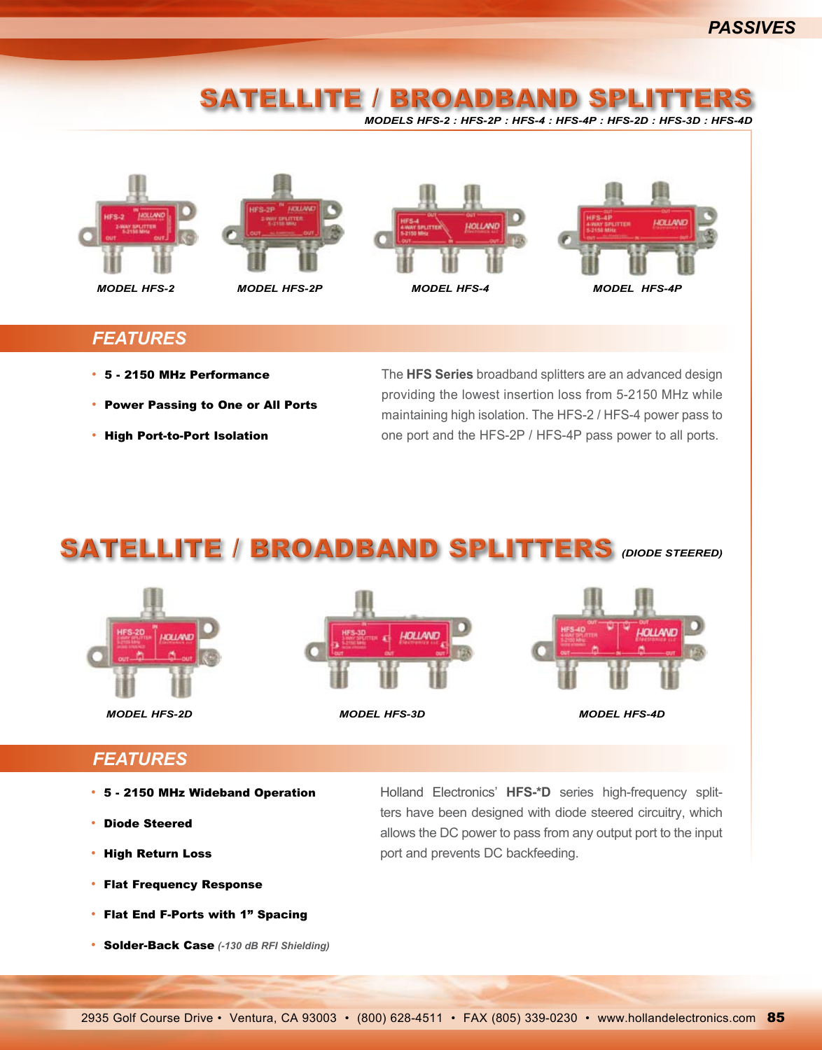# SATELLITE / BROADBAND SPLITTERS

*MODELS HFS-2 : HFS-2P : HFS-4 : HFS-4P : HFS-2D : HFS-3D : HFS-4D*

*MODEL HFS-2* *MODEL HFS-2P* *MODEL HFS-4* *MODEL HFS-4P*

## FEATURES

- **5 - 2150 MHz Performance**
- **Power Passing to One or All Ports**
- **High Port-to-Port Isolation**

The **HFS Series** broadband splitters are an advanced design providing the lowest insertion loss from 5-2150 MHz while maintaining high isolation. The HFS-2 / HFS-4 power pass to one port and the HFS-2P / HFS-4P pass power to all ports.

# SATELLITE / BROADBAND SPLITTERS *(DIODE STEERED)*

*MODEL HFS-2D* *MODEL HFS-3D* *MODEL HFS-4D*

## FEATURES

- **5 - 2150 MHz Wideband Operation**
- **Diode Steered**
- **High Return Loss**
- **Flat Frequency Response**
- **Flat End F-Ports with 1" Spacing**
- **Solder-Back Case** *(-130 dB RFI Shielding)*

Holland Electronics' **HFS-*D** series high-frequency splitters have been designed with diode steered circuitry, which allows the DC power to pass from any output port to the input port and prevents DC backfeeding.

2935 Golf Course Drive • Ventura, CA 93003 • (800) 628-4511 • FAX (805) 339-0230 • www.hollandelectronics.com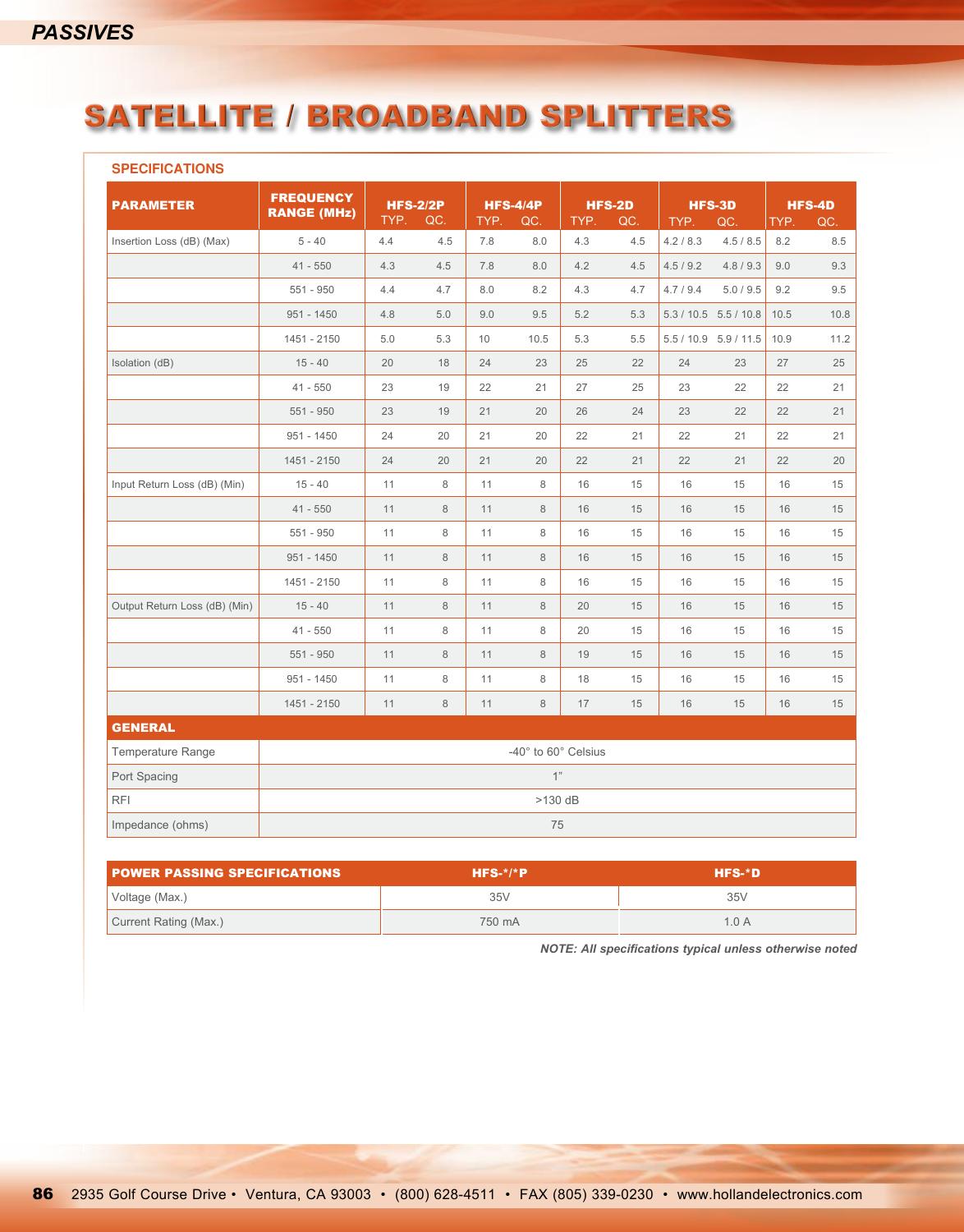# SATELLITE / BROADBAND SPLITTERS

## SPECIFICATIONS

| PARAMETER | FREQUENCY RANGE (MHz) | HFS-2/2P TYP. | HFS-2/2P QC. | HFS-4/4P TYP. | HFS-4/4P QC. | HFS-2D TYP. | HFS-2D QC. | HFS-3D TYP. | HFS-3D QC. | HFS-4D TYP. | HFS-4D QC. |
|---|---|---|---|---|---|---|---|---|---|---|---|
| Insertion Loss (dB) (Max) | 5 - 40 | 4.4 | 4.5 | 7.8 | 8.0 | 4.3 | 4.5 | 4.2 / 8.3 | 4.5 / 8.5 | 8.2 | 8.5 |
| | 41 - 550 | 4.3 | 4.5 | 7.8 | 8.0 | 4.2 | 4.5 | 4.5 / 9.2 | 4.8 / 9.3 | 9.0 | 9.3 |
| | 551 - 950 | 4.4 | 4.7 | 8.0 | 8.2 | 4.3 | 4.7 | 4.7 / 9.4 | 5.0 / 9.5 | 9.2 | 9.5 |
| | 951 - 1450 | 4.8 | 5.0 | 9.0 | 9.5 | 5.2 | 5.3 | 5.3 / 10.5 | 5.5 / 10.8 | 10.5 | 10.8 |
| | 1451 - 2150 | 5.0 | 5.3 | 10 | 10.5 | 5.3 | 5.5 | 5.5 / 10.9 | 5.9 / 11.5 | 10.9 | 11.2 |
| Isolation (dB) | 15 - 40 | 20 | 18 | 24 | 23 | 25 | 22 | 24 | 23 | 27 | 25 |
| | 41 - 550 | 23 | 19 | 22 | 21 | 27 | 25 | 23 | 22 | 22 | 21 |
| | 551 - 950 | 23 | 19 | 21 | 20 | 26 | 24 | 23 | 22 | 22 | 21 |
| | 951 - 1450 | 24 | 20 | 21 | 20 | 22 | 21 | 22 | 21 | 22 | 21 |
| | 1451 - 2150 | 24 | 20 | 21 | 20 | 22 | 21 | 22 | 21 | 22 | 20 |
| Input Return Loss (dB) (Min) | 15 - 40 | 11 | 8 | 11 | 8 | 16 | 15 | 16 | 15 | 16 | 15 |
| | 41 - 550 | 11 | 8 | 11 | 8 | 16 | 15 | 16 | 15 | 16 | 15 |
| | 551 - 950 | 11 | 8 | 11 | 8 | 16 | 15 | 16 | 15 | 16 | 15 |
| | 951 - 1450 | 11 | 8 | 11 | 8 | 16 | 15 | 16 | 15 | 16 | 15 |
| | 1451 - 2150 | 11 | 8 | 11 | 8 | 16 | 15 | 16 | 15 | 16 | 15 |
| Output Return Loss (dB) (Min) | 15 - 40 | 11 | 8 | 11 | 8 | 20 | 15 | 16 | 15 | 16 | 15 |
| | 41 - 550 | 11 | 8 | 11 | 8 | 20 | 15 | 16 | 15 | 16 | 15 |
| | 551 - 950 | 11 | 8 | 11 | 8 | 19 | 15 | 16 | 15 | 16 | 15 |
| | 951 - 1450 | 11 | 8 | 11 | 8 | 18 | 15 | 16 | 15 | 16 | 15 |
| | 1451 - 2150 | 11 | 8 | 11 | 8 | 17 | 15 | 16 | 15 | 16 | 15 |
| **GENERAL** | | | | | | | | | | | |
| Temperature Range | -40° to 60° Celsius | | | | | | | | | | |
| Port Spacing | 1” | | | | | | | | | | |
| RFI | >130 dB | | | | | | | | | | |
| Impedance (ohms) | 75 | | | | | | | | | | |

| POWER PASSING SPECIFICATIONS | HFS-*/*P | HFS-*D |
|---|---|---|
| Voltage (Max.) | 35V | 35V |
| Current Rating (Max.) | 750 mA | 1.0 A |

***NOTE: All specifications typical unless otherwise noted***

2935 Golf Course Drive • Ventura, CA 93003 • (800) 628-4511 • FAX (805) 339-0230 • www.hollandelectronics.com